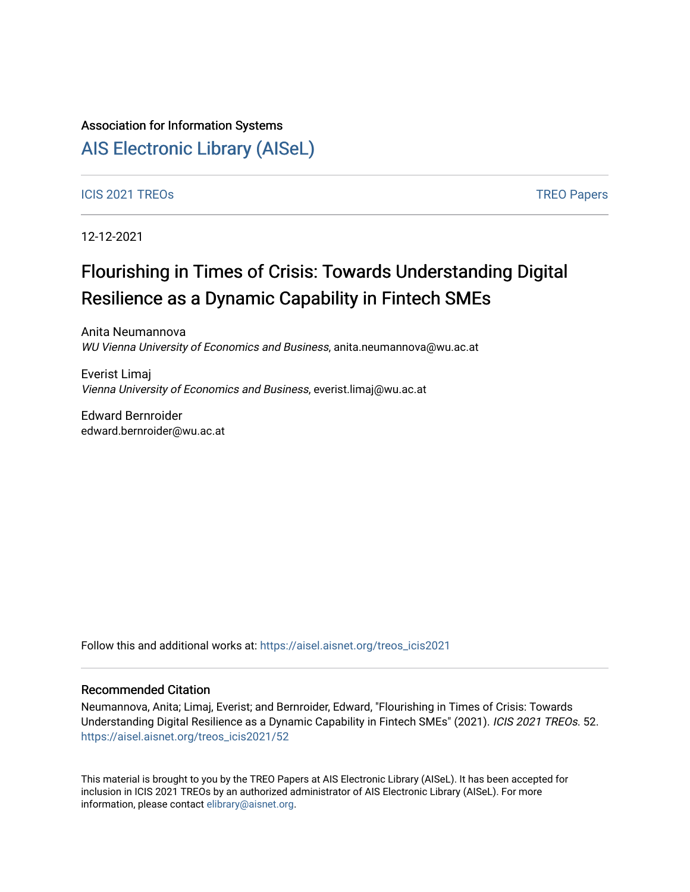Association for Information Systems

# AIS Electronic Library (AISeL)

ICIS 2021 TREOs | TREO Papers

12-12-2021

# Flourishing in Times of Crisis: Towards Understanding Digital Resilience as a Dynamic Capability in Fintech SMEs

Anita Neumannova
*WU Vienna University of Economics and Business*, anita.neumannova@wu.ac.at

Everist Limaj
*Vienna University of Economics and Business*, everist.limaj@wu.ac.at

Edward Bernroider
edward.bernroider@wu.ac.at

Follow this and additional works at: https://aisel.aisnet.org/treos_icis2021

## Recommended Citation

Neumannova, Anita; Limaj, Everist; and Bernroider, Edward, "Flourishing in Times of Crisis: Towards Understanding Digital Resilience as a Dynamic Capability in Fintech SMEs" (2021). *ICIS 2021 TREOs*. 52. https://aisel.aisnet.org/treos_icis2021/52

This material is brought to you by the TREO Papers at AIS Electronic Library (AISeL). It has been accepted for inclusion in ICIS 2021 TREOs by an authorized administrator of AIS Electronic Library (AISeL). For more information, please contact elibrary@aisnet.org.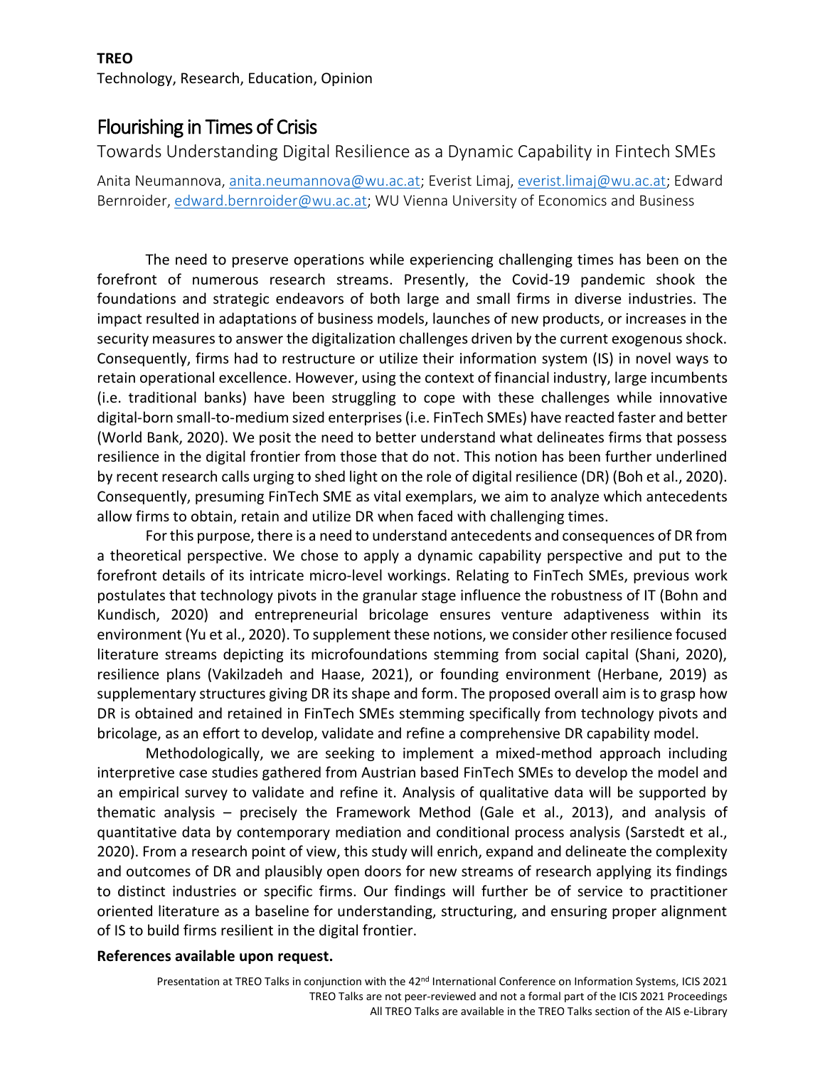**TREO**
Technology, Research, Education, Opinion

# Flourishing in Times of Crisis

## Towards Understanding Digital Resilience as a Dynamic Capability in Fintech SMEs

Anita Neumannova, anita.neumannova@wu.ac.at; Everist Limaj, everist.limaj@wu.ac.at; Edward Bernroider, edward.bernroider@wu.ac.at; WU Vienna University of Economics and Business

The need to preserve operations while experiencing challenging times has been on the forefront of numerous research streams. Presently, the Covid-19 pandemic shook the foundations and strategic endeavors of both large and small firms in diverse industries. The impact resulted in adaptations of business models, launches of new products, or increases in the security measures to answer the digitalization challenges driven by the current exogenous shock. Consequently, firms had to restructure or utilize their information system (IS) in novel ways to retain operational excellence. However, using the context of financial industry, large incumbents (i.e. traditional banks) have been struggling to cope with these challenges while innovative digital-born small-to-medium sized enterprises (i.e. FinTech SMEs) have reacted faster and better (World Bank, 2020). We posit the need to better understand what delineates firms that possess resilience in the digital frontier from those that do not. This notion has been further underlined by recent research calls urging to shed light on the role of digital resilience (DR) (Boh et al., 2020). Consequently, presuming FinTech SME as vital exemplars, we aim to analyze which antecedents allow firms to obtain, retain and utilize DR when faced with challenging times.

For this purpose, there is a need to understand antecedents and consequences of DR from a theoretical perspective. We chose to apply a dynamic capability perspective and put to the forefront details of its intricate micro-level workings. Relating to FinTech SMEs, previous work postulates that technology pivots in the granular stage influence the robustness of IT (Bohn and Kundisch, 2020) and entrepreneurial bricolage ensures venture adaptiveness within its environment (Yu et al., 2020). To supplement these notions, we consider other resilience focused literature streams depicting its microfoundations stemming from social capital (Shani, 2020), resilience plans (Vakilzadeh and Haase, 2021), or founding environment (Herbane, 2019) as supplementary structures giving DR its shape and form. The proposed overall aim is to grasp how DR is obtained and retained in FinTech SMEs stemming specifically from technology pivots and bricolage, as an effort to develop, validate and refine a comprehensive DR capability model.

Methodologically, we are seeking to implement a mixed-method approach including interpretive case studies gathered from Austrian based FinTech SMEs to develop the model and an empirical survey to validate and refine it. Analysis of qualitative data will be supported by thematic analysis – precisely the Framework Method (Gale et al., 2013), and analysis of quantitative data by contemporary mediation and conditional process analysis (Sarstedt et al., 2020). From a research point of view, this study will enrich, expand and delineate the complexity and outcomes of DR and plausibly open doors for new streams of research applying its findings to distinct industries or specific firms. Our findings will further be of service to practitioner oriented literature as a baseline for understanding, structuring, and ensuring proper alignment of IS to build firms resilient in the digital frontier.

**References available upon request.**

Presentation at TREO Talks in conjunction with the 42nd International Conference on Information Systems, ICIS 2021
TREO Talks are not peer-reviewed and not a formal part of the ICIS 2021 Proceedings
All TREO Talks are available in the TREO Talks section of the AIS e-Library